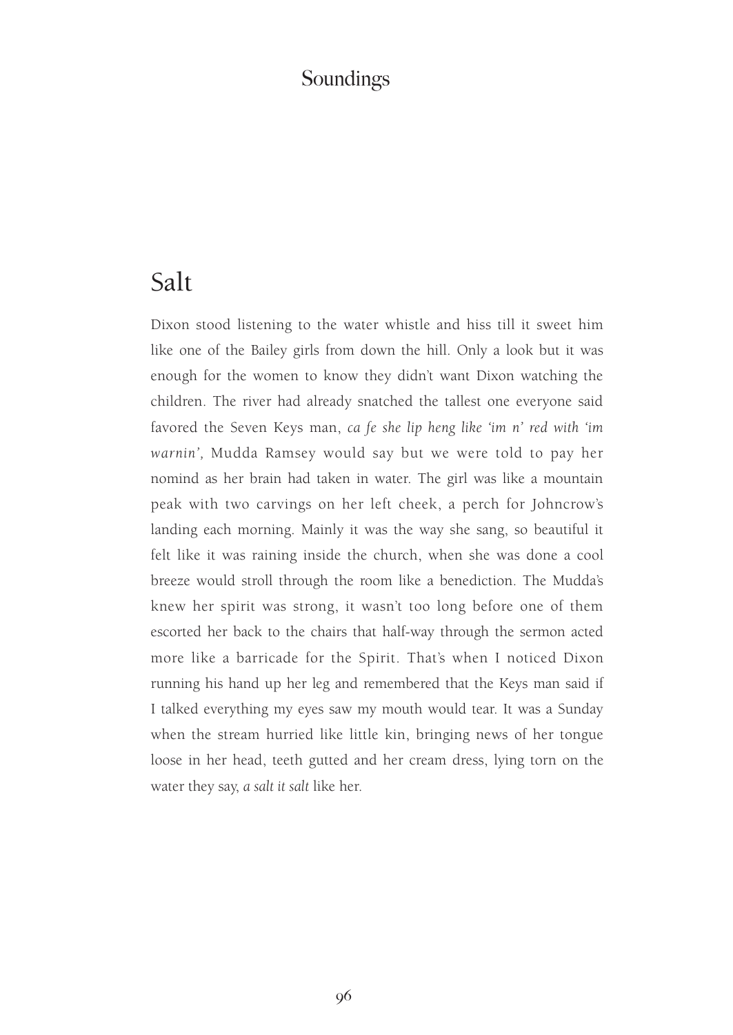# Salt

Dixon stood listening to the water whistle and hiss till it sweet him like one of the Bailey girls from down the hill. Only a look but it was enough for the women to know they didn't want Dixon watching the children. The river had already snatched the tallest one everyone said favored the Seven Keys man, *ca fe she lip heng like 'im n' red with 'im warnin',* Mudda Ramsey would say but we were told to pay her nomind as her brain had taken in water. The girl was like a mountain peak with two carvings on her left cheek, a perch for Johncrow's landing each morning. Mainly it was the way she sang, so beautiful it felt like it was raining inside the church, when she was done a cool breeze would stroll through the room like a benediction. The Mudda's knew her spirit was strong, it wasn't too long before one of them escorted her back to the chairs that half-way through the sermon acted more like a barricade for the Spirit. That's when I noticed Dixon running his hand up her leg and remembered that the Keys man said if I talked everything my eyes saw my mouth would tear. It was a Sunday when the stream hurried like little kin, bringing news of her tongue loose in her head, teeth gutted and her cream dress, lying torn on the water they say, *a salt it salt* like her.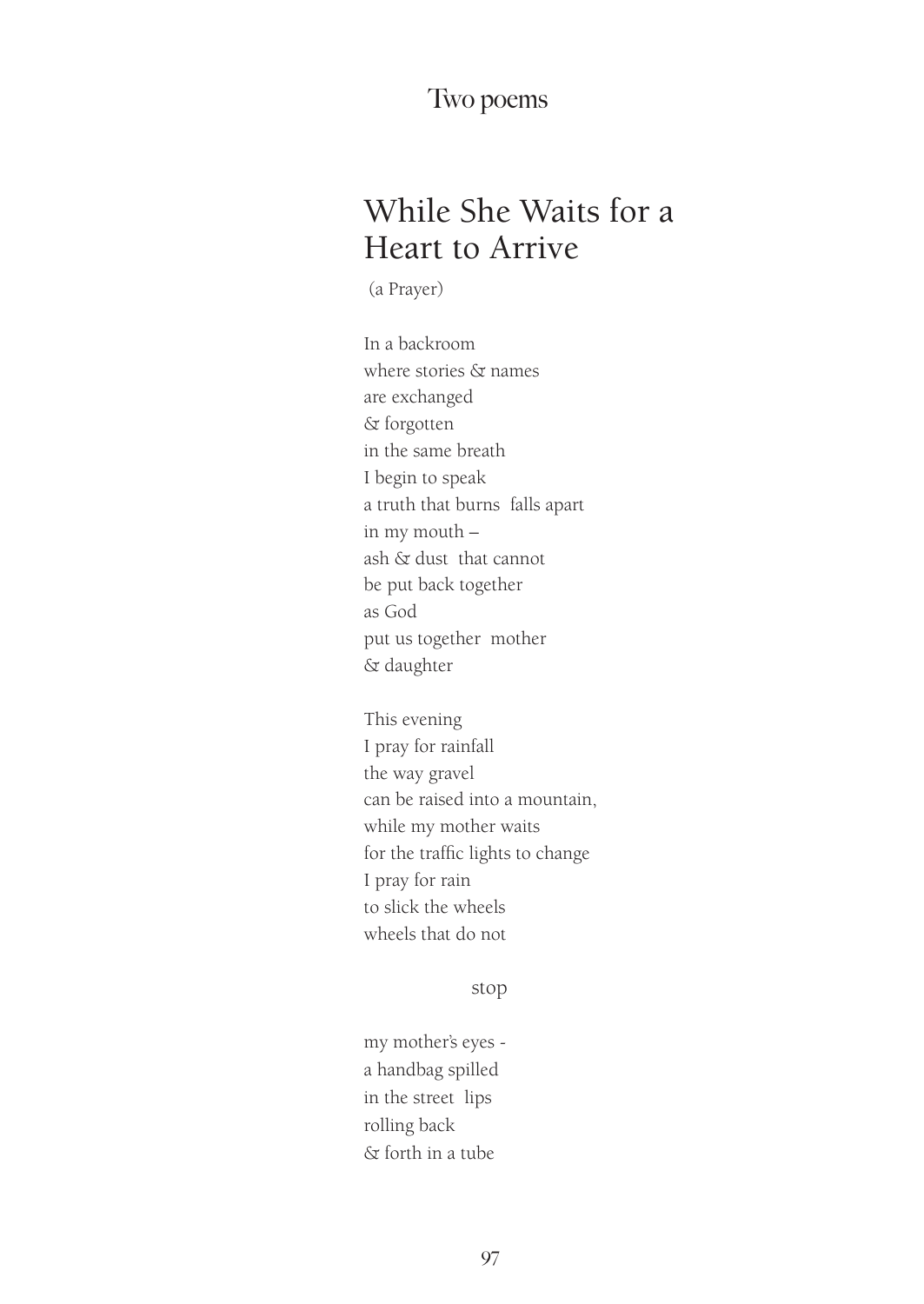Two poems

# While She Waits for a Heart to Arrive

(a Prayer)

In a backroom  
where stories & names  
are exchanged  
& forgotten  
in the same breath  
I begin to speak  
a truth that burns  falls apart  
in my mouth –  
ash & dust  that cannot  
be put back together  
as God  
put us together  mother  
& daughter

This evening  
I pray for rainfall  
the way gravel  
can be raised into a mountain,  
while my mother waits  
for the traffic lights to change  
I pray for rain  
to slick the wheels  
wheels that do not

            stop

my mother's eyes -  
a handbag spilled  
in the street  lips  
rolling back  
& forth in a tube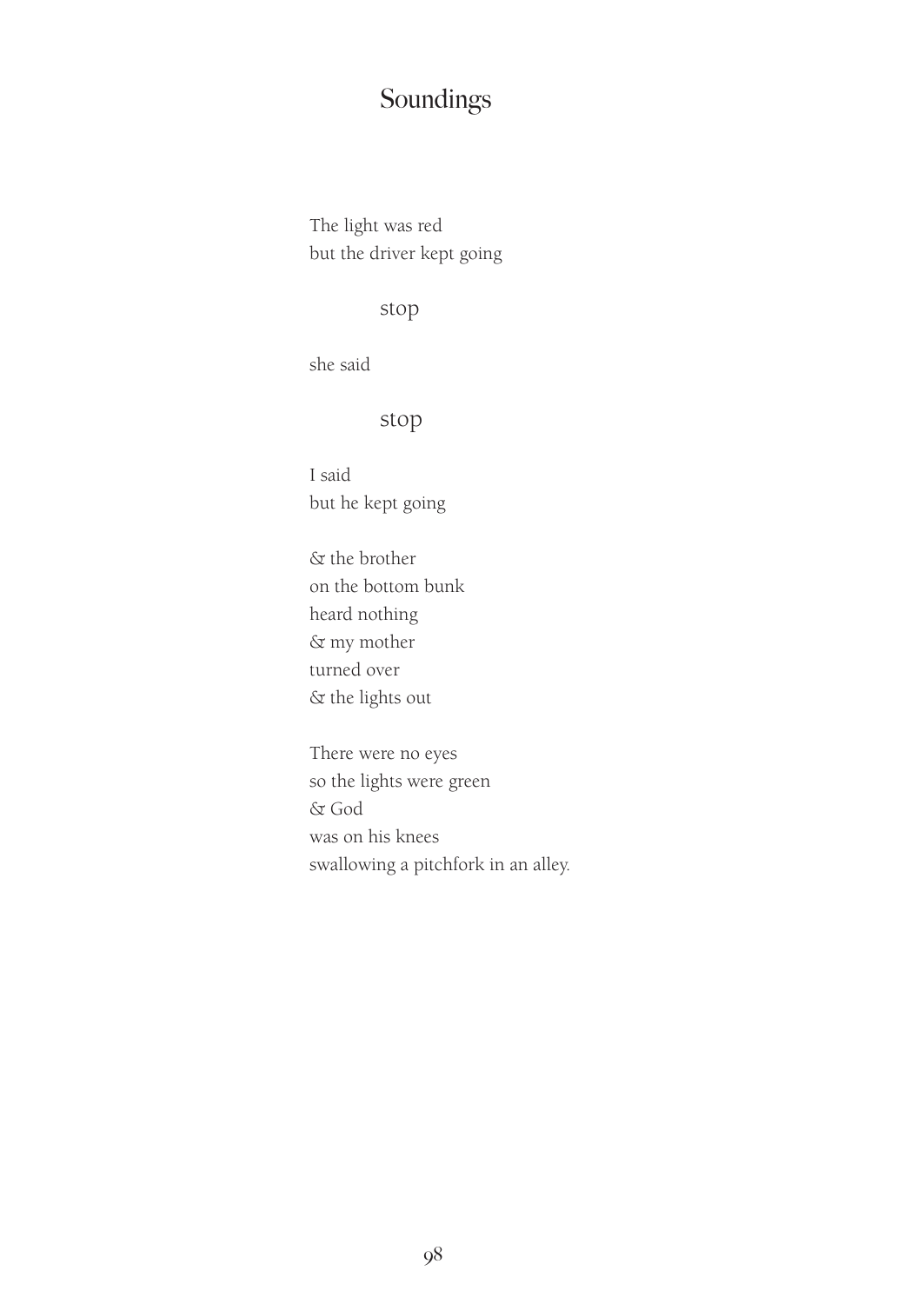# Soundings

The light was red
but the driver kept going

    stop

she said

    stop

I said
but he kept going

& the brother
on the bottom bunk
heard nothing
& my mother
turned over
& the lights out

There were no eyes
so the lights were green
& God
was on his knees
swallowing a pitchfork in an alley.